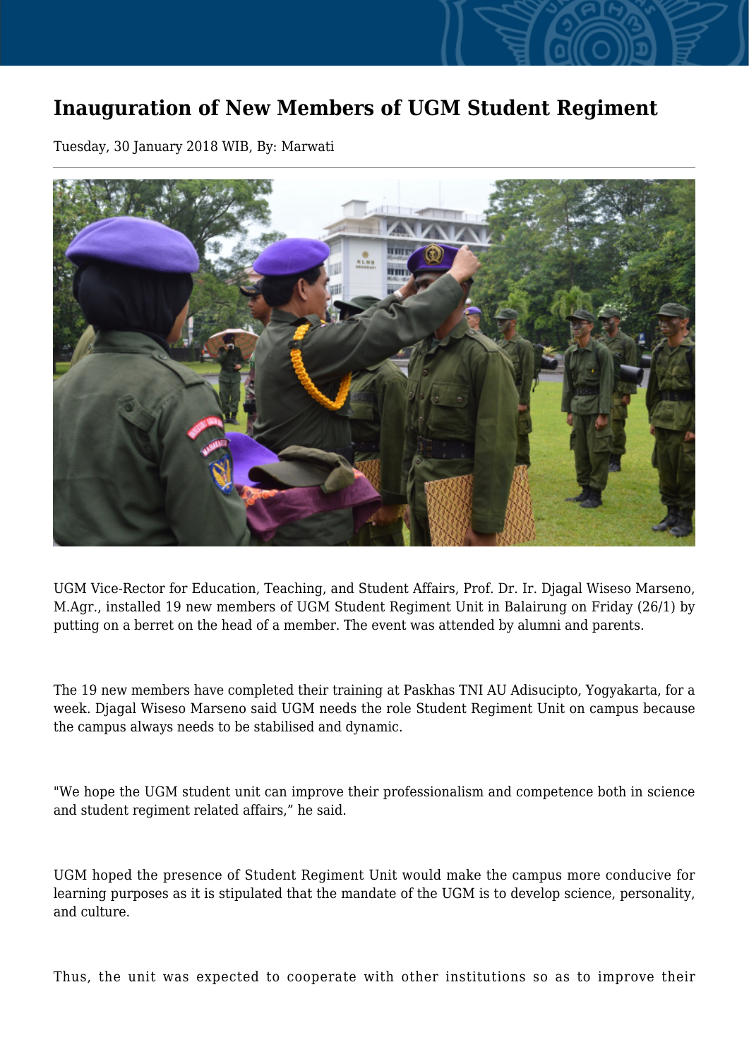# Inauguration of New Members of UGM Student Regiment

Tuesday, 30 January 2018 WIB, By: Marwati

UGM Vice-Rector for Education, Teaching, and Student Affairs, Prof. Dr. Ir. Djagal Wiseso Marseno, M.Agr., installed 19 new members of UGM Student Regiment Unit in Balairung on Friday (26/1) by putting on a berret on the head of a member. The event was attended by alumni and parents.

The 19 new members have completed their training at Paskhas TNI AU Adisucipto, Yogyakarta, for a week. Djagal Wiseso Marseno said UGM needs the role Student Regiment Unit on campus because the campus always needs to be stabilised and dynamic.

"We hope the UGM student unit can improve their professionalism and competence both in science and student regiment related affairs," he said.

UGM hoped the presence of Student Regiment Unit would make the campus more conducive for learning purposes as it is stipulated that the mandate of the UGM is to develop science, personality, and culture.

Thus, the unit was expected to cooperate with other institutions so as to improve their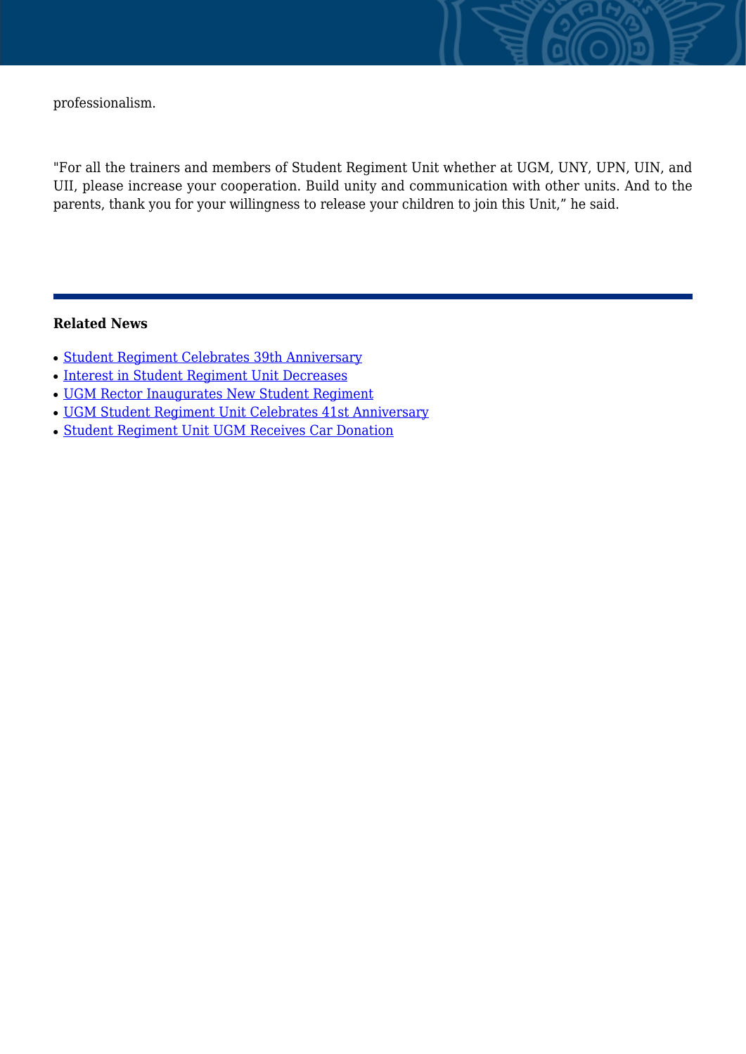professionalism.

"For all the trainers and members of Student Regiment Unit whether at UGM, UNY, UPN, UIN, and UII, please increase your cooperation. Build unity and communication with other units. And to the parents, thank you for your willingness to release your children to join this Unit," he said.

**Related News**

- Student Regiment Celebrates 39th Anniversary
- Interest in Student Regiment Unit Decreases
- UGM Rector Inaugurates New Student Regiment
- UGM Student Regiment Unit Celebrates 41st Anniversary
- Student Regiment Unit UGM Receives Car Donation